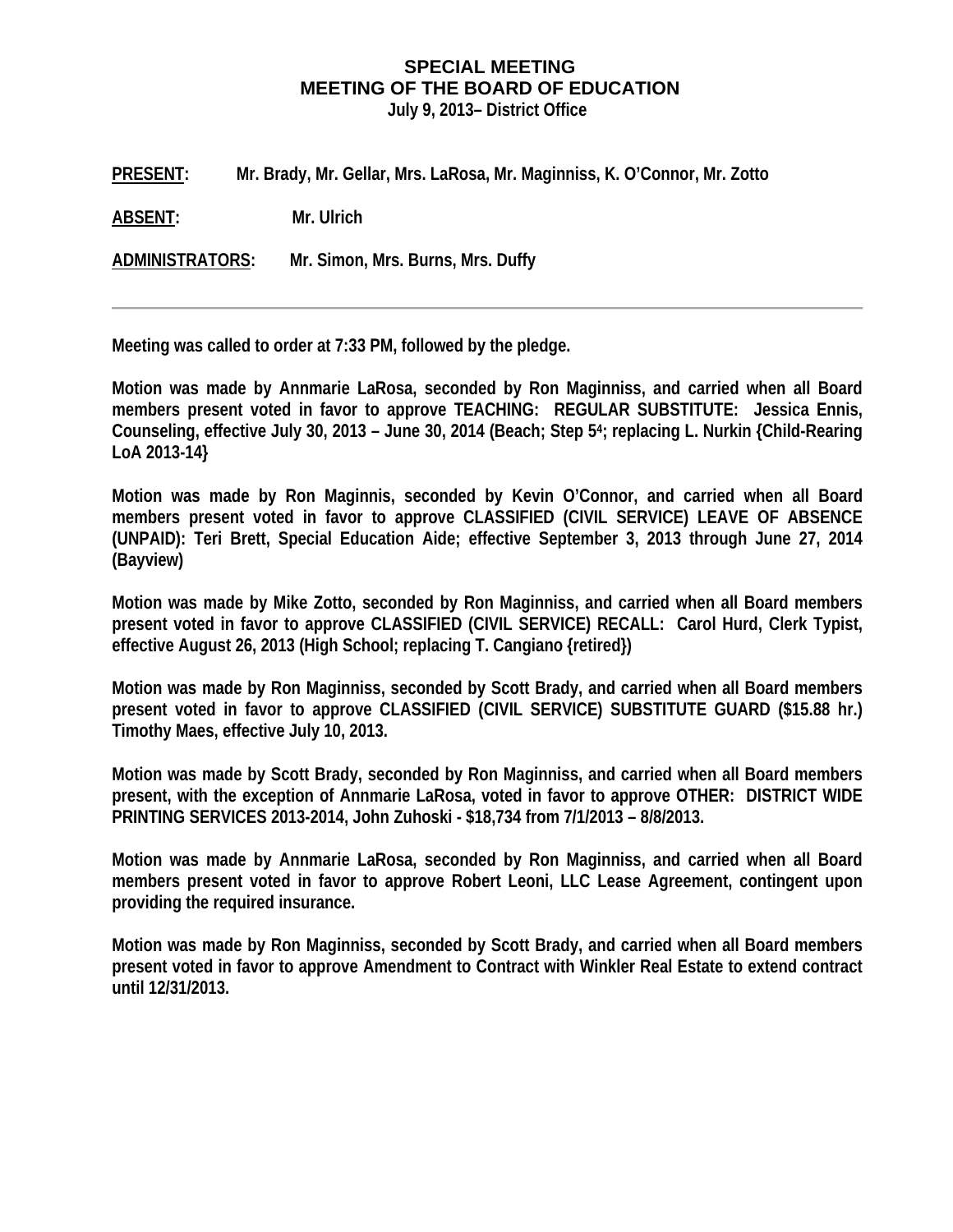**SPECIAL MEETING**
**MEETING OF THE BOARD OF EDUCATION**
**July 9, 2013– District Office**

**PRESENT:** Mr. Brady, Mr. Gellar, Mrs. LaRosa, Mr. Maginniss, K. O'Connor, Mr. Zotto

**ABSENT:** Mr. Ulrich

**ADMINISTRATORS:** Mr. Simon, Mrs. Burns, Mrs. Duffy

---

Meeting was called to order at 7:33 PM, followed by the pledge.

Motion was made by Annmarie LaRosa, seconded by Ron Maginniss, and carried when all Board members present voted in favor to approve TEACHING: REGULAR SUBSTITUTE: Jessica Ennis, Counseling, effective July 30, 2013 – June 30, 2014 (Beach; Step 5[4]; replacing L. Nurkin {Child-Rearing LoA 2013-14}

Motion was made by Ron Maginnis, seconded by Kevin O'Connor, and carried when all Board members present voted in favor to approve CLASSIFIED (CIVIL SERVICE) LEAVE OF ABSENCE (UNPAID): Teri Brett, Special Education Aide; effective September 3, 2013 through June 27, 2014 (Bayview)

Motion was made by Mike Zotto, seconded by Ron Maginniss, and carried when all Board members present voted in favor to approve CLASSIFIED (CIVIL SERVICE) RECALL: Carol Hurd, Clerk Typist, effective August 26, 2013 (High School; replacing T. Cangiano {retired})

Motion was made by Ron Maginniss, seconded by Scott Brady, and carried when all Board members present voted in favor to approve CLASSIFIED (CIVIL SERVICE) SUBSTITUTE GUARD ($15.88 hr.) Timothy Maes, effective July 10, 2013.

Motion was made by Scott Brady, seconded by Ron Maginniss, and carried when all Board members present, with the exception of Annmarie LaRosa, voted in favor to approve OTHER: DISTRICT WIDE PRINTING SERVICES 2013-2014, John Zuhoski - $18,734 from 7/1/2013 – 8/8/2013.

Motion was made by Annmarie LaRosa, seconded by Ron Maginniss, and carried when all Board members present voted in favor to approve Robert Leoni, LLC Lease Agreement, contingent upon providing the required insurance.

Motion was made by Ron Maginniss, seconded by Scott Brady, and carried when all Board members present voted in favor to approve Amendment to Contract with Winkler Real Estate to extend contract until 12/31/2013.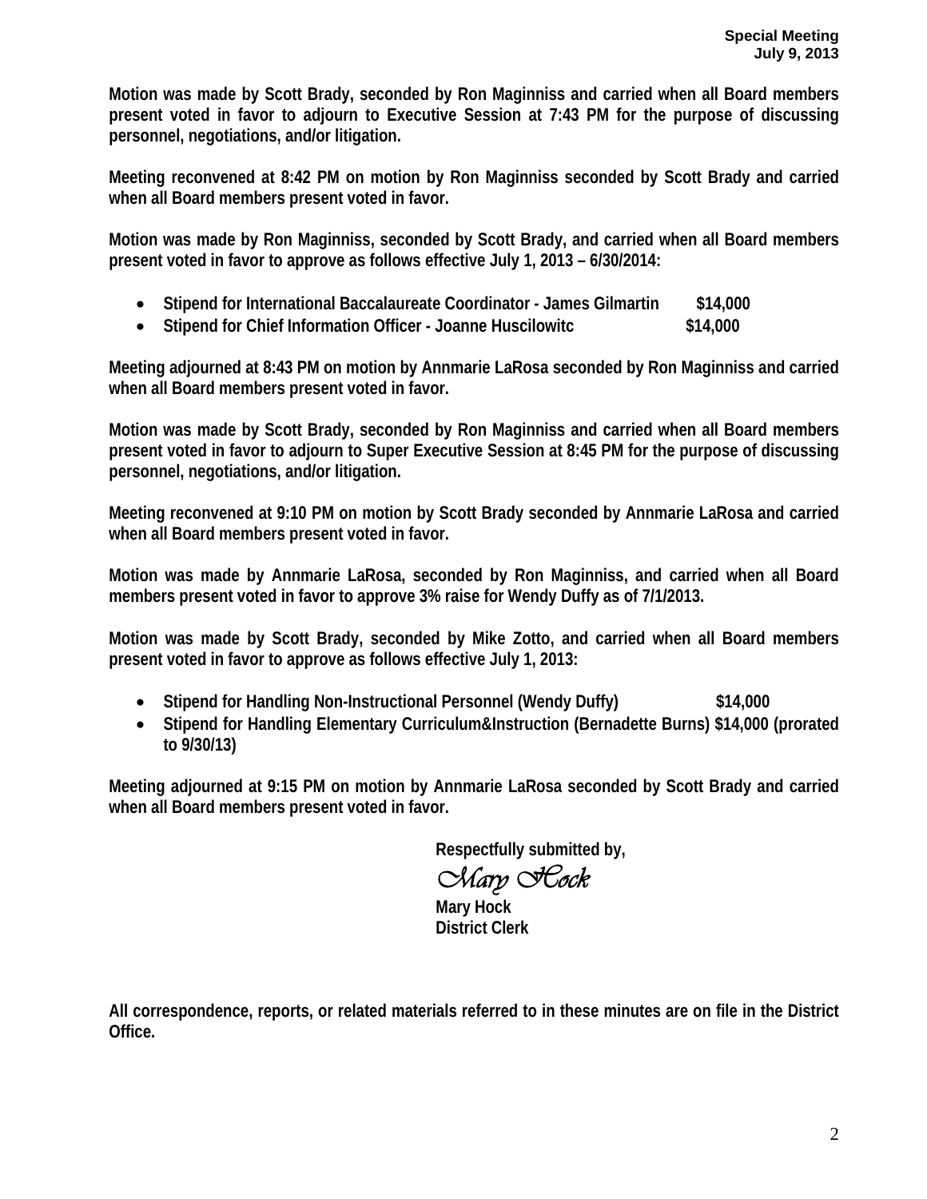**Motion was made by Scott Brady, seconded by Ron Maginniss and carried when all Board members present voted in favor to adjourn to Executive Session at 7:43 PM for the purpose of discussing personnel, negotiations, and/or litigation.**

**Meeting reconvened at 8:42 PM on motion by Ron Maginniss seconded by Scott Brady and carried when all Board members present voted in favor.**

**Motion was made by Ron Maginniss, seconded by Scott Brady, and carried when all Board members present voted in favor to approve as follows effective July 1, 2013 – 6/30/2014:**

- **Stipend for International Baccalaureate Coordinator - James Gilmartin $14,000**
- **Stipend for Chief Information Officer - Joanne Huscilowitc $14,000**

**Meeting adjourned at 8:43 PM on motion by Annmarie LaRosa seconded by Ron Maginniss and carried when all Board members present voted in favor.**

**Motion was made by Scott Brady, seconded by Ron Maginniss and carried when all Board members present voted in favor to adjourn to Super Executive Session at 8:45 PM for the purpose of discussing personnel, negotiations, and/or litigation.**

**Meeting reconvened at 9:10 PM on motion by Scott Brady seconded by Annmarie LaRosa and carried when all Board members present voted in favor.**

**Motion was made by Annmarie LaRosa, seconded by Ron Maginniss, and carried when all Board members present voted in favor to approve 3% raise for Wendy Duffy as of 7/1/2013.**

**Motion was made by Scott Brady, seconded by Mike Zotto, and carried when all Board members present voted in favor to approve as follows effective July 1, 2013:**

- **Stipend for Handling Non-Instructional Personnel (Wendy Duffy) $14,000**
- **Stipend for Handling Elementary Curriculum&Instruction (Bernadette Burns) $14,000 (prorated to 9/30/13)**

**Meeting adjourned at 9:15 PM on motion by Annmarie LaRosa seconded by Scott Brady and carried when all Board members present voted in favor.**

**Respectfully submitted by,**

*Mary Hock*

**Mary Hock**
**District Clerk**

**All correspondence, reports, or related materials referred to in these minutes are on file in the District Office.**